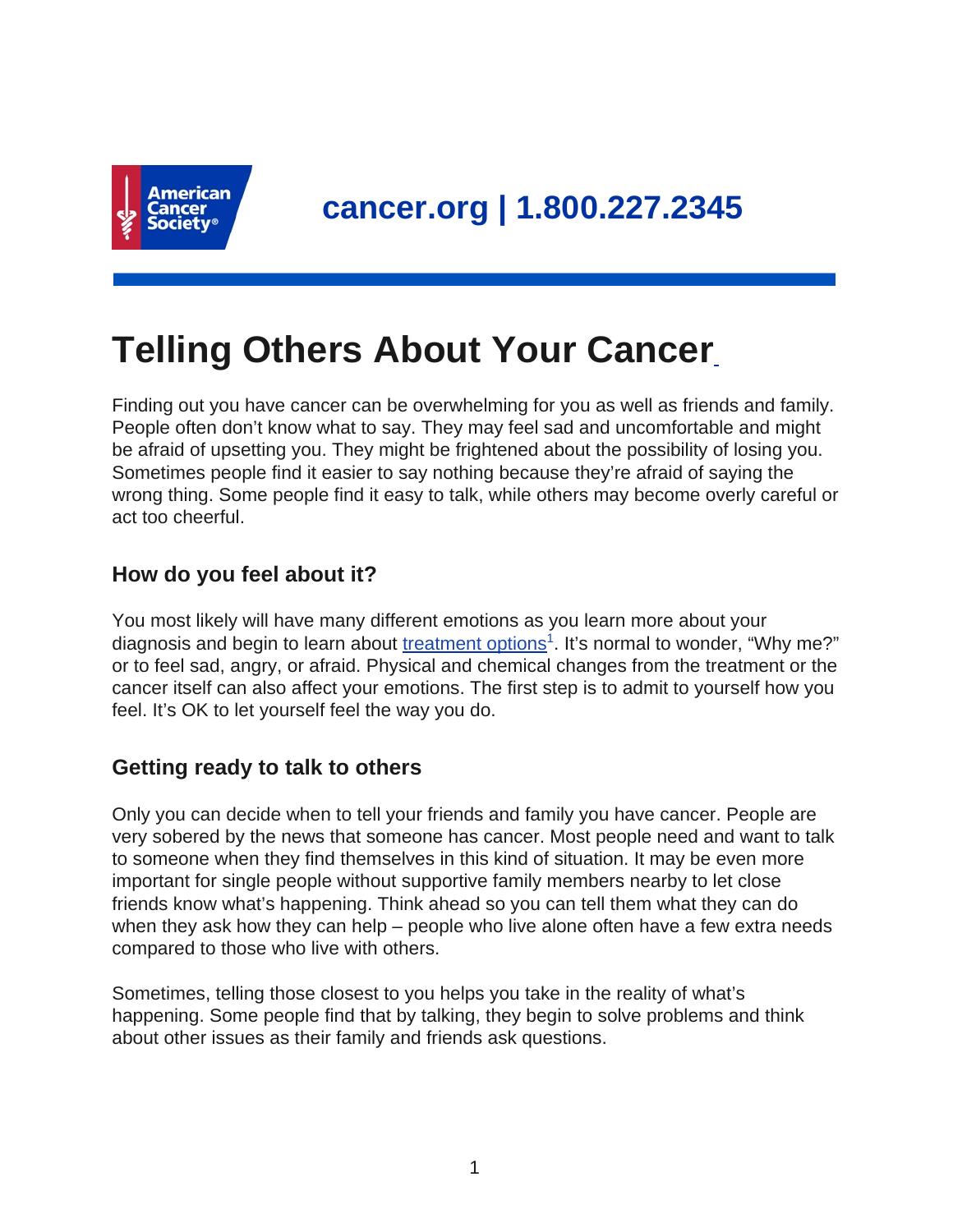cancer.org | 1.800.227.2345

# Telling Others About Your Cancer

Finding out you have cancer can be overwhelming for you as well as friends and family. People often don't know what to say. They may feel sad and uncomfortable and might be afraid of upsetting you. They might be frightened about the possibility of losing you. Sometimes people find it easier to say nothing because they're afraid of saying the wrong thing. Some people find it easy to talk, while others may become overly careful or act too cheerful.

## How do you feel about it?

You most likely will have many different emotions as you learn more about your diagnosis and begin to learn about treatment options[1]. It's normal to wonder, "Why me?" or to feel sad, angry, or afraid. Physical and chemical changes from the treatment or the cancer itself can also affect your emotions. The first step is to admit to yourself how you feel. It's OK to let yourself feel the way you do.

## Getting ready to talk to others

Only you can decide when to tell your friends and family you have cancer. People are very sobered by the news that someone has cancer. Most people need and want to talk to someone when they find themselves in this kind of situation. It may be even more important for single people without supportive family members nearby to let close friends know what's happening. Think ahead so you can tell them what they can do when they ask how they can help – people who live alone often have a few extra needs compared to those who live with others.

Sometimes, telling those closest to you helps you take in the reality of what's happening. Some people find that by talking, they begin to solve problems and think about other issues as their family and friends ask questions.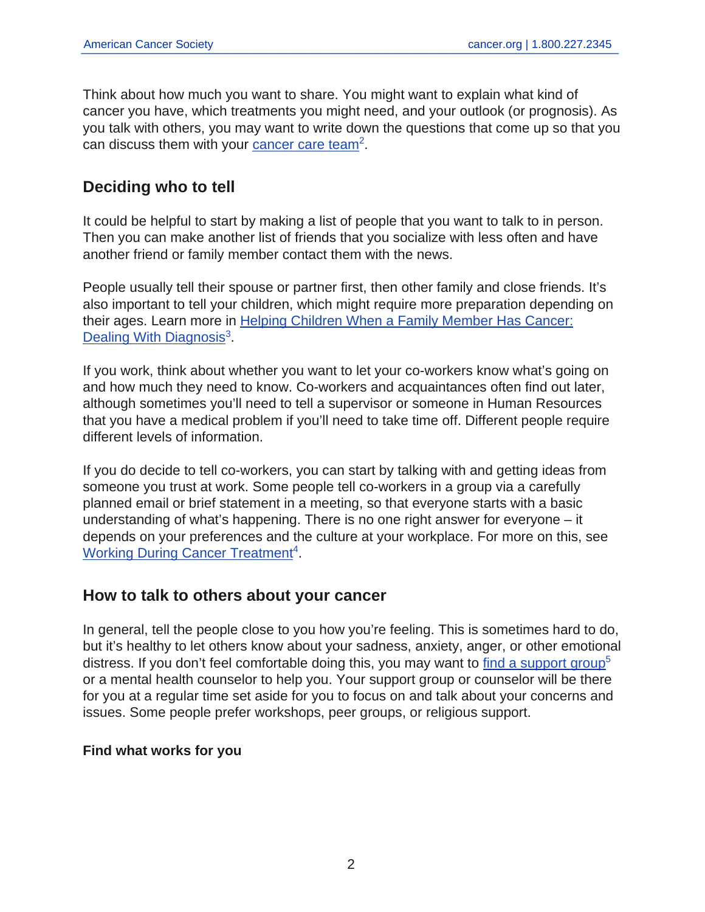Think about how much you want to share. You might want to explain what kind of cancer you have, which treatments you might need, and your outlook (or prognosis). As you talk with others, you may want to write down the questions that come up so that you can discuss them with your cancer care team[2].

## Deciding who to tell

It could be helpful to start by making a list of people that you want to talk to in person. Then you can make another list of friends that you socialize with less often and have another friend or family member contact them with the news.

People usually tell their spouse or partner first, then other family and close friends. It's also important to tell your children, which might require more preparation depending on their ages. Learn more in Helping Children When a Family Member Has Cancer: Dealing With Diagnosis[3].

If you work, think about whether you want to let your co-workers know what's going on and how much they need to know. Co-workers and acquaintances often find out later, although sometimes you'll need to tell a supervisor or someone in Human Resources that you have a medical problem if you'll need to take time off. Different people require different levels of information.

If you do decide to tell co-workers, you can start by talking with and getting ideas from someone you trust at work. Some people tell co-workers in a group via a carefully planned email or brief statement in a meeting, so that everyone starts with a basic understanding of what's happening. There is no one right answer for everyone – it depends on your preferences and the culture at your workplace. For more on this, see Working During Cancer Treatment[4].

## How to talk to others about your cancer

In general, tell the people close to you how you're feeling. This is sometimes hard to do, but it's healthy to let others know about your sadness, anxiety, anger, or other emotional distress. If you don't feel comfortable doing this, you may want to find a support group[5] or a mental health counselor to help you. Your support group or counselor will be there for you at a regular time set aside for you to focus on and talk about your concerns and issues. Some people prefer workshops, peer groups, or religious support.

### Find what works for you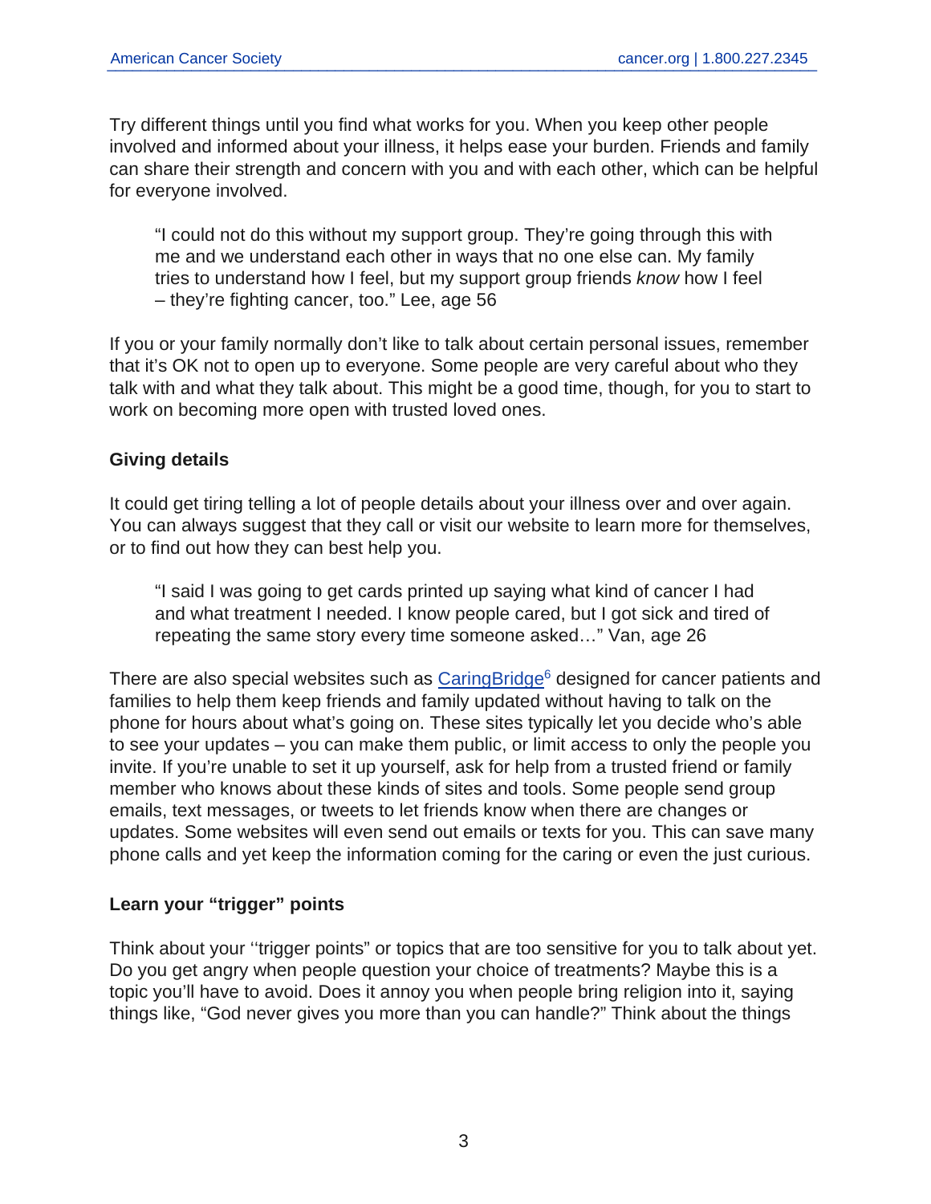Try different things until you find what works for you. When you keep other people involved and informed about your illness, it helps ease your burden. Friends and family can share their strength and concern with you and with each other, which can be helpful for everyone involved.

> "I could not do this without my support group. They're going through this with me and we understand each other in ways that no one else can. My family tries to understand how I feel, but my support group friends *know* how I feel – they're fighting cancer, too." Lee, age 56

If you or your family normally don't like to talk about certain personal issues, remember that it's OK not to open up to everyone. Some people are very careful about who they talk with and what they talk about. This might be a good time, though, for you to start to work on becoming more open with trusted loved ones.

**Giving details**

It could get tiring telling a lot of people details about your illness over and over again. You can always suggest that they call or visit our website to learn more for themselves, or to find out how they can best help you.

> "I said I was going to get cards printed up saying what kind of cancer I had and what treatment I needed. I know people cared, but I got sick and tired of repeating the same story every time someone asked…" Van, age 26

There are also special websites such as CaringBridge[6] designed for cancer patients and families to help them keep friends and family updated without having to talk on the phone for hours about what's going on. These sites typically let you decide who's able to see your updates – you can make them public, or limit access to only the people you invite. If you're unable to set it up yourself, ask for help from a trusted friend or family member who knows about these kinds of sites and tools. Some people send group emails, text messages, or tweets to let friends know when there are changes or updates. Some websites will even send out emails or texts for you. This can save many phone calls and yet keep the information coming for the caring or even the just curious.

**Learn your "trigger" points**

Think about your "trigger points" or topics that are too sensitive for you to talk about yet. Do you get angry when people question your choice of treatments? Maybe this is a topic you'll have to avoid. Does it annoy you when people bring religion into it, saying things like, "God never gives you more than you can handle?" Think about the things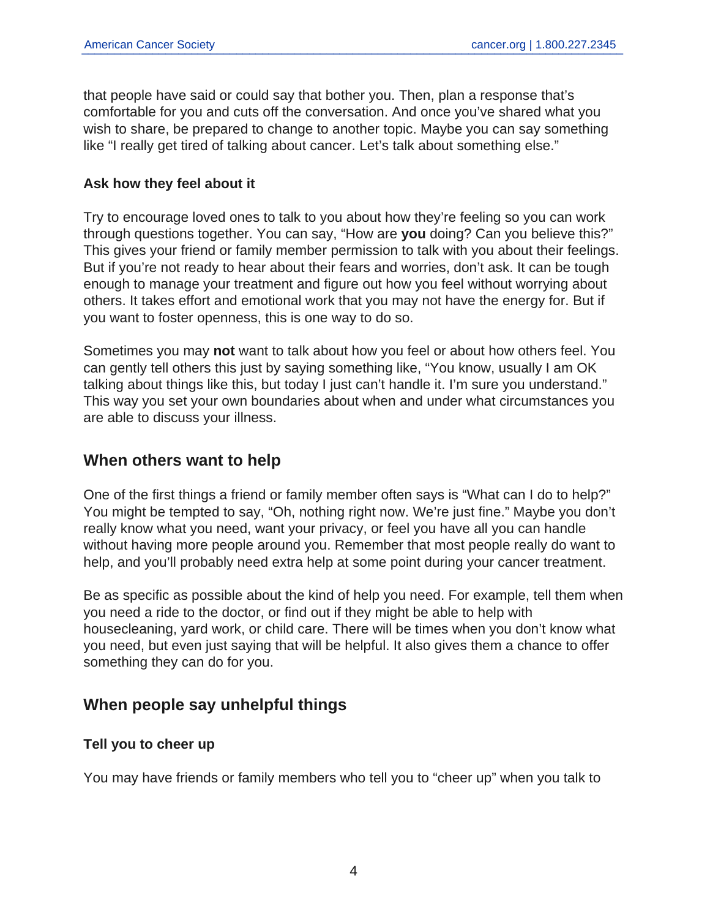that people have said or could say that bother you. Then, plan a response that's comfortable for you and cuts off the conversation. And once you've shared what you wish to share, be prepared to change to another topic. Maybe you can say something like "I really get tired of talking about cancer. Let's talk about something else."

### Ask how they feel about it

Try to encourage loved ones to talk to you about how they're feeling so you can work through questions together. You can say, "How are **you** doing? Can you believe this?" This gives your friend or family member permission to talk with you about their feelings. But if you're not ready to hear about their fears and worries, don't ask. It can be tough enough to manage your treatment and figure out how you feel without worrying about others. It takes effort and emotional work that you may not have the energy for. But if you want to foster openness, this is one way to do so.

Sometimes you may **not** want to talk about how you feel or about how others feel. You can gently tell others this just by saying something like, "You know, usually I am OK talking about things like this, but today I just can't handle it. I'm sure you understand." This way you set your own boundaries about when and under what circumstances you are able to discuss your illness.

## When others want to help

One of the first things a friend or family member often says is "What can I do to help?" You might be tempted to say, "Oh, nothing right now. We're just fine." Maybe you don't really know what you need, want your privacy, or feel you have all you can handle without having more people around you. Remember that most people really do want to help, and you'll probably need extra help at some point during your cancer treatment.

Be as specific as possible about the kind of help you need. For example, tell them when you need a ride to the doctor, or find out if they might be able to help with housecleaning, yard work, or child care. There will be times when you don't know what you need, but even just saying that will be helpful. It also gives them a chance to offer something they can do for you.

## When people say unhelpful things

### Tell you to cheer up

You may have friends or family members who tell you to "cheer up" when you talk to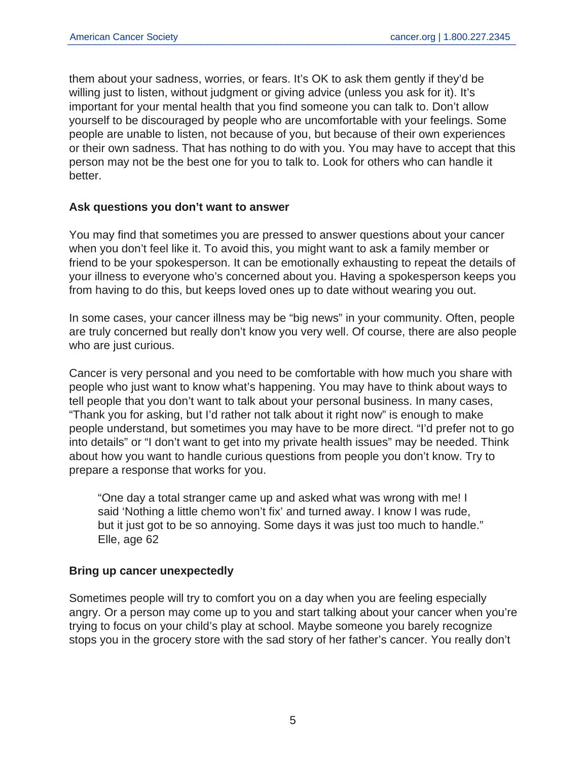them about your sadness, worries, or fears. It's OK to ask them gently if they'd be willing just to listen, without judgment or giving advice (unless you ask for it). It's important for your mental health that you find someone you can talk to. Don't allow yourself to be discouraged by people who are uncomfortable with your feelings. Some people are unable to listen, not because of you, but because of their own experiences or their own sadness. That has nothing to do with you. You may have to accept that this person may not be the best one for you to talk to. Look for others who can handle it better.

**Ask questions you don't want to answer**

You may find that sometimes you are pressed to answer questions about your cancer when you don't feel like it. To avoid this, you might want to ask a family member or friend to be your spokesperson. It can be emotionally exhausting to repeat the details of your illness to everyone who's concerned about you. Having a spokesperson keeps you from having to do this, but keeps loved ones up to date without wearing you out.

In some cases, your cancer illness may be "big news" in your community. Often, people are truly concerned but really don't know you very well. Of course, there are also people who are just curious.

Cancer is very personal and you need to be comfortable with how much you share with people who just want to know what's happening. You may have to think about ways to tell people that you don't want to talk about your personal business. In many cases, "Thank you for asking, but I'd rather not talk about it right now" is enough to make people understand, but sometimes you may have to be more direct. "I'd prefer not to go into details" or "I don't want to get into my private health issues" may be needed. Think about how you want to handle curious questions from people you don't know. Try to prepare a response that works for you.

> "One day a total stranger came up and asked what was wrong with me! I said 'Nothing a little chemo won't fix' and turned away. I know I was rude, but it just got to be so annoying. Some days it was just too much to handle."
> Elle, age 62

**Bring up cancer unexpectedly**

Sometimes people will try to comfort you on a day when you are feeling especially angry. Or a person may come up to you and start talking about your cancer when you're trying to focus on your child's play at school. Maybe someone you barely recognize stops you in the grocery store with the sad story of her father's cancer. You really don't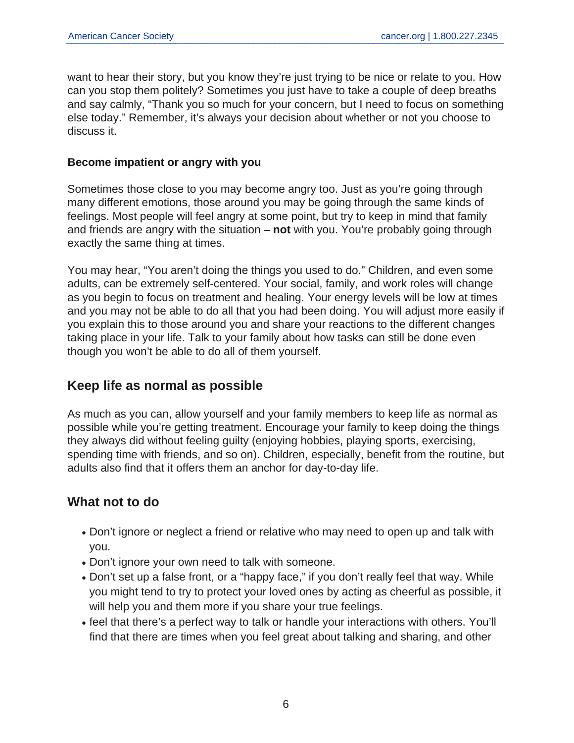want to hear their story, but you know they're just trying to be nice or relate to you. How can you stop them politely? Sometimes you just have to take a couple of deep breaths and say calmly, "Thank you so much for your concern, but I need to focus on something else today." Remember, it's always your decision about whether or not you choose to discuss it.

**Become impatient or angry with you**

Sometimes those close to you may become angry too. Just as you're going through many different emotions, those around you may be going through the same kinds of feelings. Most people will feel angry at some point, but try to keep in mind that family and friends are angry with the situation – **not** with you. You're probably going through exactly the same thing at times.

You may hear, "You aren't doing the things you used to do." Children, and even some adults, can be extremely self-centered. Your social, family, and work roles will change as you begin to focus on treatment and healing. Your energy levels will be low at times and you may not be able to do all that you had been doing. You will adjust more easily if you explain this to those around you and share your reactions to the different changes taking place in your life. Talk to your family about how tasks can still be done even though you won't be able to do all of them yourself.

## Keep life as normal as possible

As much as you can, allow yourself and your family members to keep life as normal as possible while you're getting treatment. Encourage your family to keep doing the things they always did without feeling guilty (enjoying hobbies, playing sports, exercising, spending time with friends, and so on). Children, especially, benefit from the routine, but adults also find that it offers them an anchor for day-to-day life.

## What not to do

- Don't ignore or neglect a friend or relative who may need to open up and talk with you.
- Don't ignore your own need to talk with someone.
- Don't set up a false front, or a "happy face," if you don't really feel that way. While you might tend to try to protect your loved ones by acting as cheerful as possible, it will help you and them more if you share your true feelings.
- feel that there's a perfect way to talk or handle your interactions with others. You'll find that there are times when you feel great about talking and sharing, and other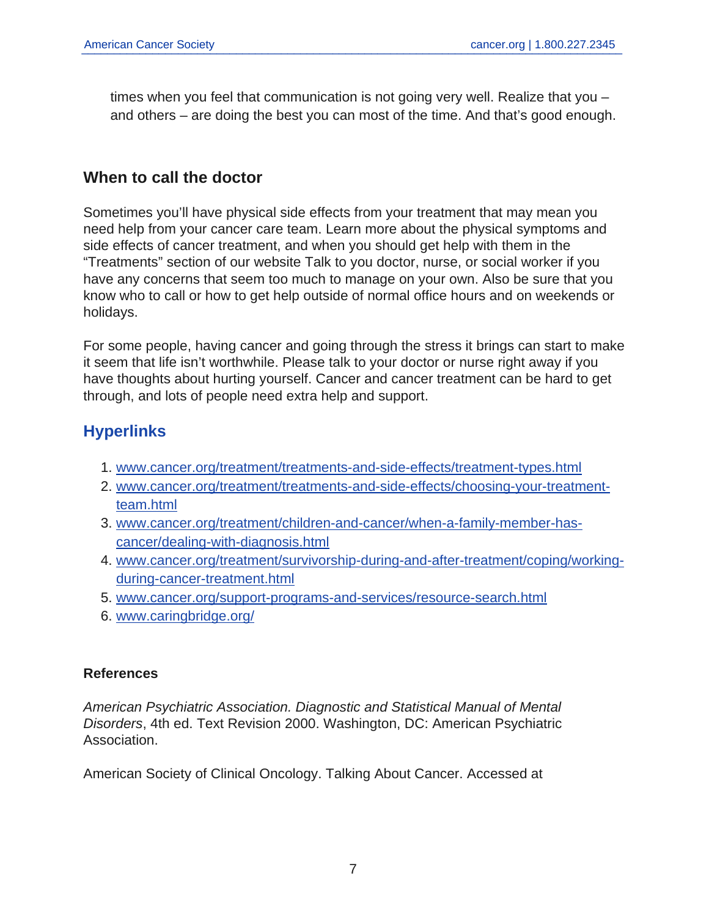times when you feel that communication is not going very well. Realize that you – and others – are doing the best you can most of the time. And that's good enough.

## When to call the doctor

Sometimes you'll have physical side effects from your treatment that may mean you need help from your cancer care team. Learn more about the physical symptoms and side effects of cancer treatment, and when you should get help with them in the "Treatments" section of our website Talk to you doctor, nurse, or social worker if you have any concerns that seem too much to manage on your own. Also be sure that you know who to call or how to get help outside of normal office hours and on weekends or holidays.

For some people, having cancer and going through the stress it brings can start to make it seem that life isn't worthwhile. Please talk to your doctor or nurse right away if you have thoughts about hurting yourself. Cancer and cancer treatment can be hard to get through, and lots of people need extra help and support.

## Hyperlinks

1. www.cancer.org/treatment/treatments-and-side-effects/treatment-types.html
2. www.cancer.org/treatment/treatments-and-side-effects/choosing-your-treatment-team.html
3. www.cancer.org/treatment/children-and-cancer/when-a-family-member-has-cancer/dealing-with-diagnosis.html
4. www.cancer.org/treatment/survivorship-during-and-after-treatment/coping/working-during-cancer-treatment.html
5. www.cancer.org/support-programs-and-services/resource-search.html
6. www.caringbridge.org/

### References

*American Psychiatric Association. Diagnostic and Statistical Manual of Mental Disorders*, 4th ed. Text Revision 2000. Washington, DC: American Psychiatric Association.

American Society of Clinical Oncology. Talking About Cancer. Accessed at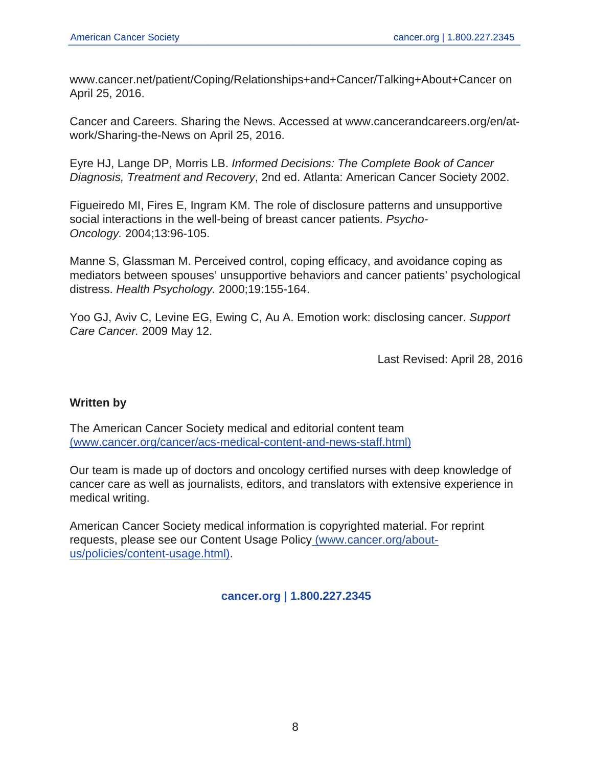www.cancer.net/patient/Coping/Relationships+and+Cancer/Talking+About+Cancer on April 25, 2016.

Cancer and Careers. Sharing the News. Accessed at www.cancerandcareers.org/en/at-work/Sharing-the-News on April 25, 2016.

Eyre HJ, Lange DP, Morris LB. *Informed Decisions: The Complete Book of Cancer Diagnosis, Treatment and Recovery*, 2nd ed. Atlanta: American Cancer Society 2002.

Figueiredo MI, Fires E, Ingram KM. The role of disclosure patterns and unsupportive social interactions in the well-being of breast cancer patients. *Psycho-Oncology.* 2004;13:96-105.

Manne S, Glassman M. Perceived control, coping efficacy, and avoidance coping as mediators between spouses' unsupportive behaviors and cancer patients' psychological distress. *Health Psychology.* 2000;19:155-164.

Yoo GJ, Aviv C, Levine EG, Ewing C, Au A. Emotion work: disclosing cancer. *Support Care Cancer.* 2009 May 12.

Last Revised: April 28, 2016

**Written by**

The American Cancer Society medical and editorial content team (www.cancer.org/cancer/acs-medical-content-and-news-staff.html)

Our team is made up of doctors and oncology certified nurses with deep knowledge of cancer care as well as journalists, editors, and translators with extensive experience in medical writing.

American Cancer Society medical information is copyrighted material. For reprint requests, please see our Content Usage Policy (www.cancer.org/about-us/policies/content-usage.html).

**cancer.org | 1.800.227.2345**